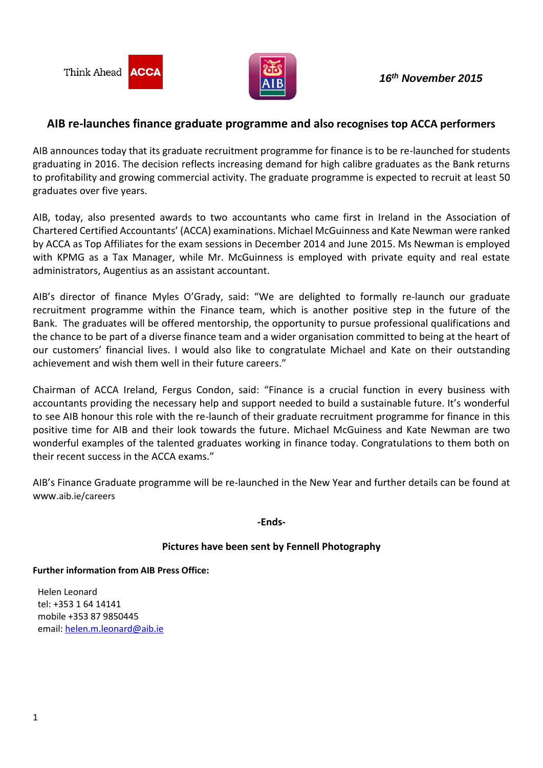Think Ahead ACCA

AIB

*16th November 2015*

## AIB re-launches finance graduate programme and also recognises top ACCA performers

AIB announces today that its graduate recruitment programme for finance is to be re-launched for students graduating in 2016. The decision reflects increasing demand for high calibre graduates as the Bank returns to profitability and growing commercial activity. The graduate programme is expected to recruit at least 50 graduates over five years.

AIB, today, also presented awards to two accountants who came first in Ireland in the Association of Chartered Certified Accountants' (ACCA) examinations. Michael McGuinness and Kate Newman were ranked by ACCA as Top Affiliates for the exam sessions in December 2014 and June 2015. Ms Newman is employed with KPMG as a Tax Manager, while Mr. McGuinness is employed with private equity and real estate administrators, Augentius as an assistant accountant.

AIB's director of finance Myles O'Grady, said: "We are delighted to formally re-launch our graduate recruitment programme within the Finance team, which is another positive step in the future of the Bank. The graduates will be offered mentorship, the opportunity to pursue professional qualifications and the chance to be part of a diverse finance team and a wider organisation committed to being at the heart of our customers' financial lives. I would also like to congratulate Michael and Kate on their outstanding achievement and wish them well in their future careers."

Chairman of ACCA Ireland, Fergus Condon, said: "Finance is a crucial function in every business with accountants providing the necessary help and support needed to build a sustainable future. It's wonderful to see AIB honour this role with the re-launch of their graduate recruitment programme for finance in this positive time for AIB and their look towards the future. Michael McGuiness and Kate Newman are two wonderful examples of the talented graduates working in finance today. Congratulations to them both on their recent success in the ACCA exams."

AIB's Finance Graduate programme will be re-launched in the New Year and further details can be found at www.aib.ie/careers

**-Ends-**

**Pictures have been sent by Fennell Photography**

**Further information from AIB Press Office:**

Helen Leonard
tel: +353 1 64 14141
mobile +353 87 9850445
email: helen.m.leonard@aib.ie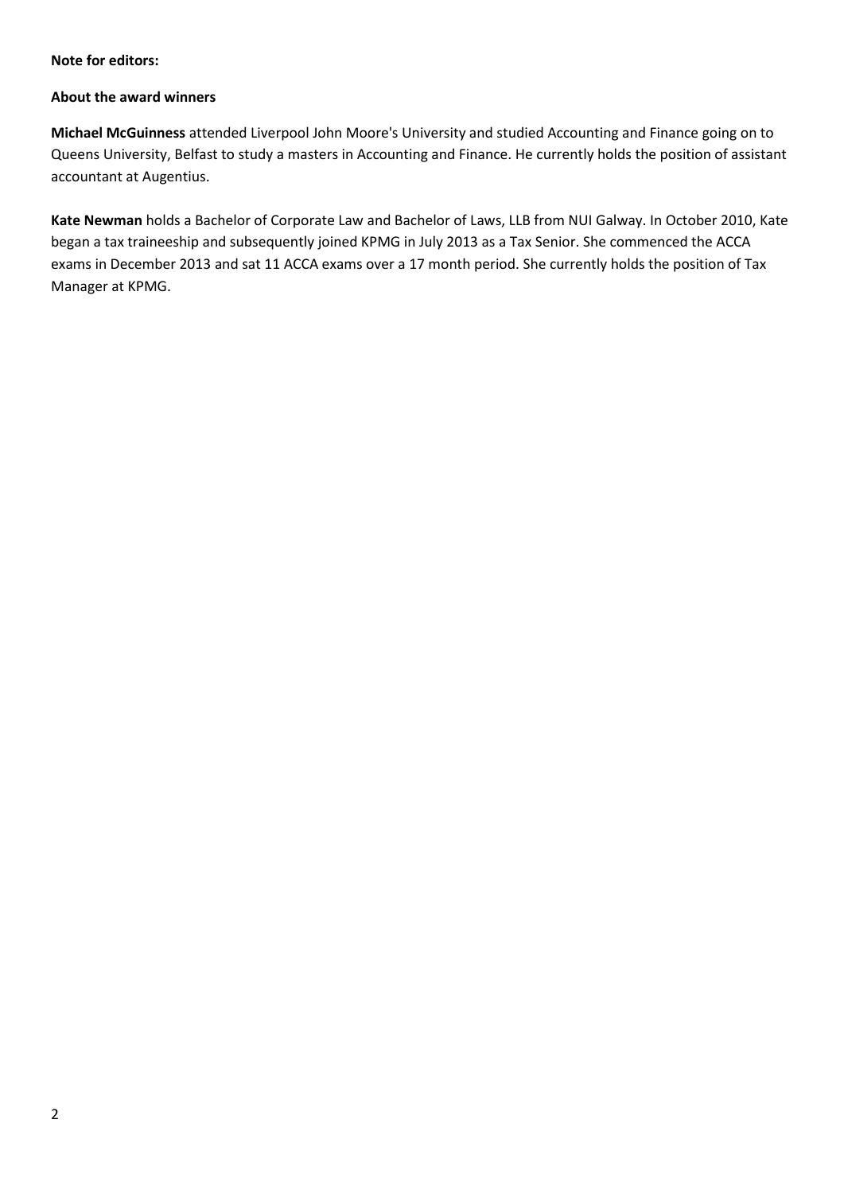**Note for editors:**

**About the award winners**

**Michael McGuinness** attended Liverpool John Moore's University and studied Accounting and Finance going on to Queens University, Belfast to study a masters in Accounting and Finance. He currently holds the position of assistant accountant at Augentius.

**Kate Newman** holds a Bachelor of Corporate Law and Bachelor of Laws, LLB from NUI Galway. In October 2010, Kate began a tax traineeship and subsequently joined KPMG in July 2013 as a Tax Senior. She commenced the ACCA exams in December 2013 and sat 11 ACCA exams over a 17 month period. She currently holds the position of Tax Manager at KPMG.